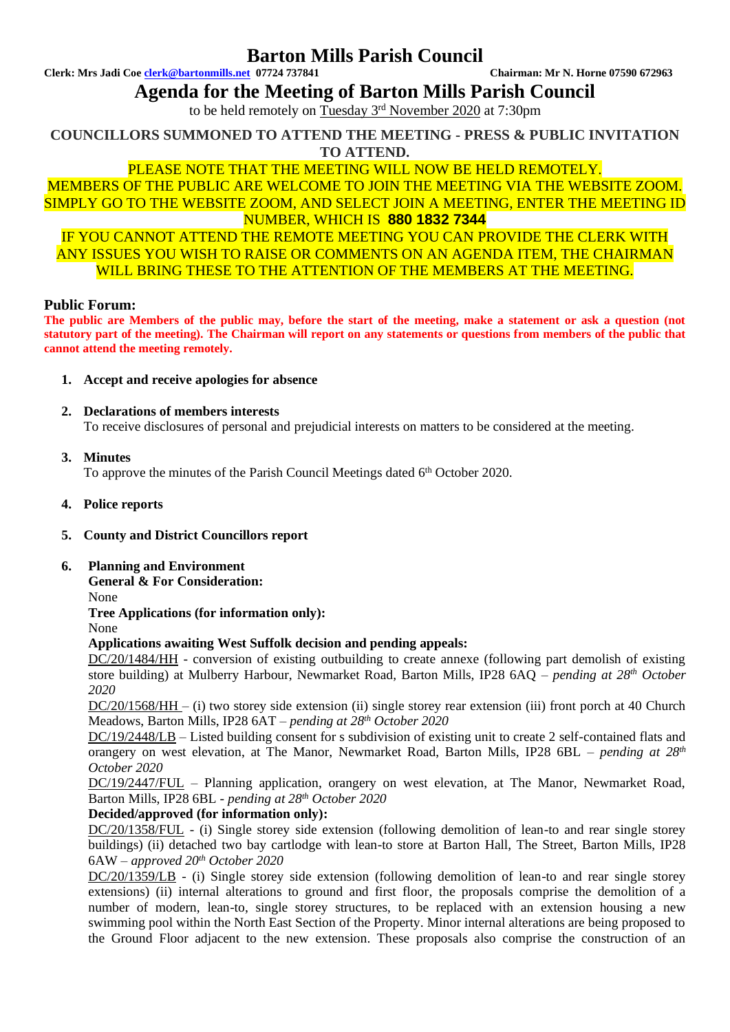# Barton Mills Parish Council

**Clerk: Mrs Jadi Coe clerk@bartonmills.net 07724 737841** **Chairman: Mr N. Horne 07590 672963**

## Agenda for the Meeting of Barton Mills Parish Council

to be held remotely on Tuesday 3rd November 2020 at 7:30pm

**COUNCILLORS SUMMONED TO ATTEND THE MEETING - PRESS & PUBLIC INVITATION TO ATTEND.**

PLEASE NOTE THAT THE MEETING WILL NOW BE HELD REMOTELY.
MEMBERS OF THE PUBLIC ARE WELCOME TO JOIN THE MEETING VIA THE WEBSITE ZOOM. SIMPLY GO TO THE WEBSITE ZOOM, AND SELECT JOIN A MEETING, ENTER THE MEETING ID NUMBER, WHICH IS **880 1832 7344**
IF YOU CANNOT ATTEND THE REMOTE MEETING YOU CAN PROVIDE THE CLERK WITH ANY ISSUES YOU WISH TO RAISE OR COMMENTS ON AN AGENDA ITEM, THE CHAIRMAN WILL BRING THESE TO THE ATTENTION OF THE MEMBERS AT THE MEETING.

### Public Forum:

**The public are Members of the public may, before the start of the meeting, make a statement or ask a question (not statutory part of the meeting). The Chairman will report on any statements or questions from members of the public that cannot attend the meeting remotely.**

1. **Accept and receive apologies for absence**

2. **Declarations of members interests**
   To receive disclosures of personal and prejudicial interests on matters to be considered at the meeting.

3. **Minutes**
   To approve the minutes of the Parish Council Meetings dated 6th October 2020.

4. **Police reports**

5. **County and District Councillors report**

6. **Planning and Environment**
   **General & For Consideration:**
   None
   **Tree Applications (for information only):**
   None
   **Applications awaiting West Suffolk decision and pending appeals:**
   DC/20/1484/HH - conversion of existing outbuilding to create annexe (following part demolish of existing store building) at Mulberry Harbour, Newmarket Road, Barton Mills, IP28 6AQ – *pending at 28th October 2020*
   DC/20/1568/HH – (i) two storey side extension (ii) single storey rear extension (iii) front porch at 40 Church Meadows, Barton Mills, IP28 6AT – *pending at 28th October 2020*
   DC/19/2448/LB – Listed building consent for s subdivision of existing unit to create 2 self-contained flats and orangery on west elevation, at The Manor, Newmarket Road, Barton Mills, IP28 6BL – *pending at 28th October 2020*
   DC/19/2447/FUL – Planning application, orangery on west elevation, at The Manor, Newmarket Road, Barton Mills, IP28 6BL - *pending at 28th October 2020*
   **Decided/approved (for information only):**
   DC/20/1358/FUL - (i) Single storey side extension (following demolition of lean-to and rear single storey buildings) (ii) detached two bay cartlodge with lean-to store at Barton Hall, The Street, Barton Mills, IP28 6AW – *approved 20th October 2020*
   DC/20/1359/LB - (i) Single storey side extension (following demolition of lean-to and rear single storey extensions) (ii) internal alterations to ground and first floor, the proposals comprise the demolition of a number of modern, lean-to, single storey structures, to be replaced with an extension housing a new swimming pool within the North East Section of the Property. Minor internal alterations are being proposed to the Ground Floor adjacent to the new extension. These proposals also comprise the construction of an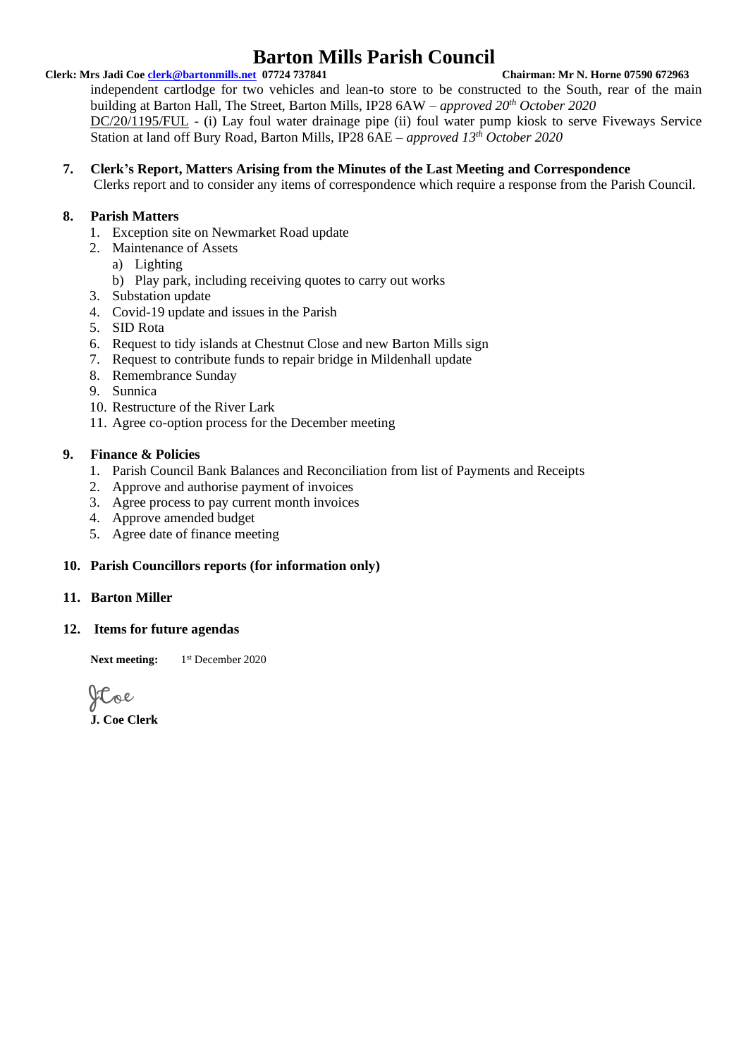independent cartlodge for two vehicles and lean-to store to be constructed to the South, rear of the main building at Barton Hall, The Street, Barton Mills, IP28 6AW – *approved 20th October 2020*

DC/20/1195/FUL - (i) Lay foul water drainage pipe (ii) foul water pump kiosk to serve Fiveways Service Station at land off Bury Road, Barton Mills, IP28 6AE – *approved 13th October 2020*

**7. Clerk's Report, Matters Arising from the Minutes of the Last Meeting and Correspondence**

Clerks report and to consider any items of correspondence which require a response from the Parish Council.

**8. Parish Matters**

1. Exception site on Newmarket Road update
2. Maintenance of Assets
   a) Lighting
   b) Play park, including receiving quotes to carry out works
3. Substation update
4. Covid-19 update and issues in the Parish
5. SID Rota
6. Request to tidy islands at Chestnut Close and new Barton Mills sign
7. Request to contribute funds to repair bridge in Mildenhall update
8. Remembrance Sunday
9. Sunnica
10. Restructure of the River Lark
11. Agree co-option process for the December meeting

**9. Finance & Policies**

1. Parish Council Bank Balances and Reconciliation from list of Payments and Receipts
2. Approve and authorise payment of invoices
3. Agree process to pay current month invoices
4. Approve amended budget
5. Agree date of finance meeting

**10. Parish Councillors reports (for information only)**

**11. Barton Miller**

**12. Items for future agendas**

**Next meeting:** 1st December 2020

JCoe

**J. Coe Clerk**